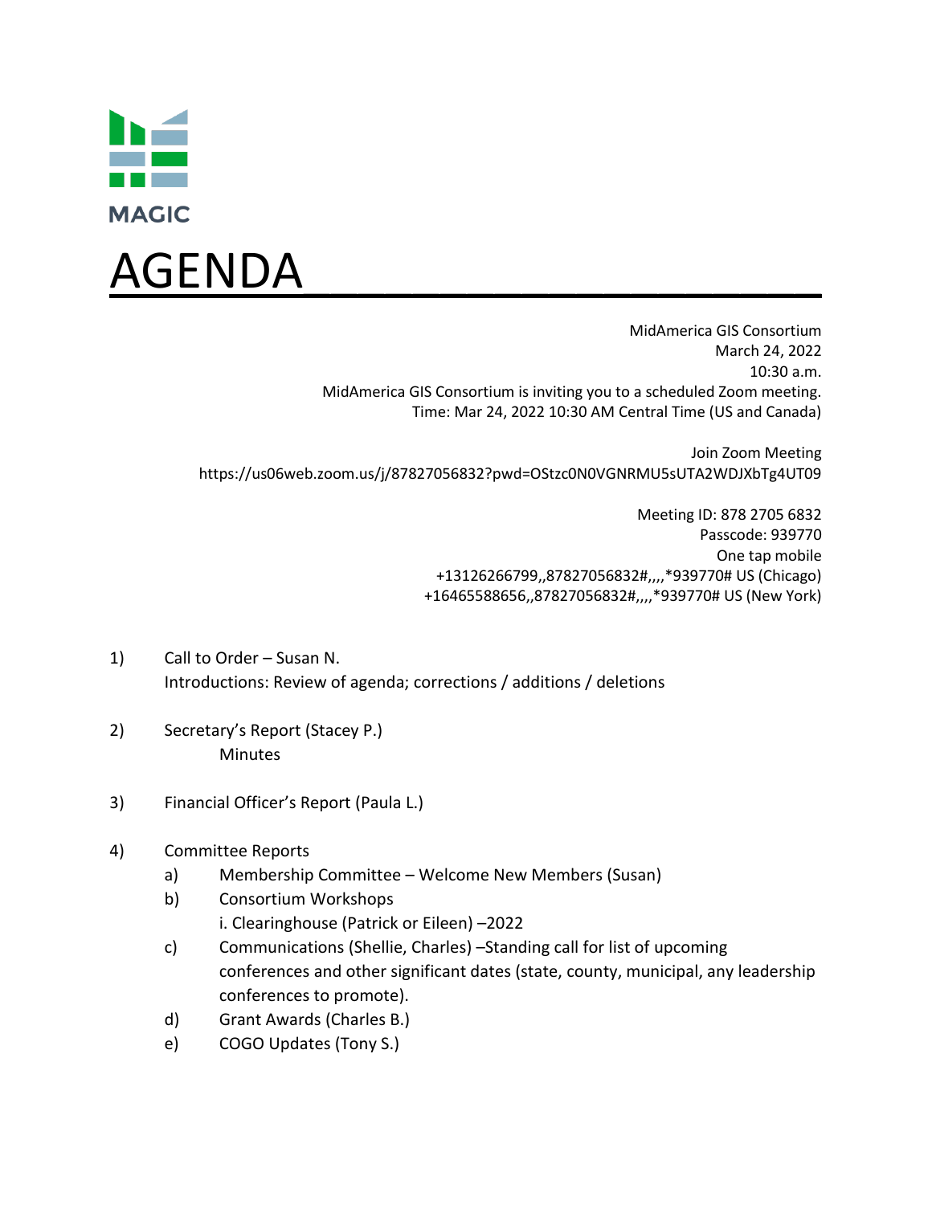MAGIC

# AGENDA

MidAmerica GIS Consortium
March 24, 2022
10:30 a.m.
MidAmerica GIS Consortium is inviting you to a scheduled Zoom meeting.
Time: Mar 24, 2022 10:30 AM Central Time (US and Canada)

Join Zoom Meeting
https://us06web.zoom.us/j/87827056832?pwd=OStzc0N0VGNRMU5sUTA2WDJXbTg4UT09

Meeting ID: 878 2705 6832
Passcode: 939770
One tap mobile
+13126266799,,87827056832#,,,,*939770# US (Chicago)
+16465588656,,87827056832#,,,,*939770# US (New York)

1) Call to Order – Susan N.
   Introductions: Review of agenda; corrections / additions / deletions

2) Secretary's Report (Stacey P.)
   Minutes

3) Financial Officer's Report (Paula L.)

4) Committee Reports
   a) Membership Committee – Welcome New Members (Susan)
   b) Consortium Workshops
      i. Clearinghouse (Patrick or Eileen) –2022
   c) Communications (Shellie, Charles) –Standing call for list of upcoming conferences and other significant dates (state, county, municipal, any leadership conferences to promote).
   d) Grant Awards (Charles B.)
   e) COGO Updates (Tony S.)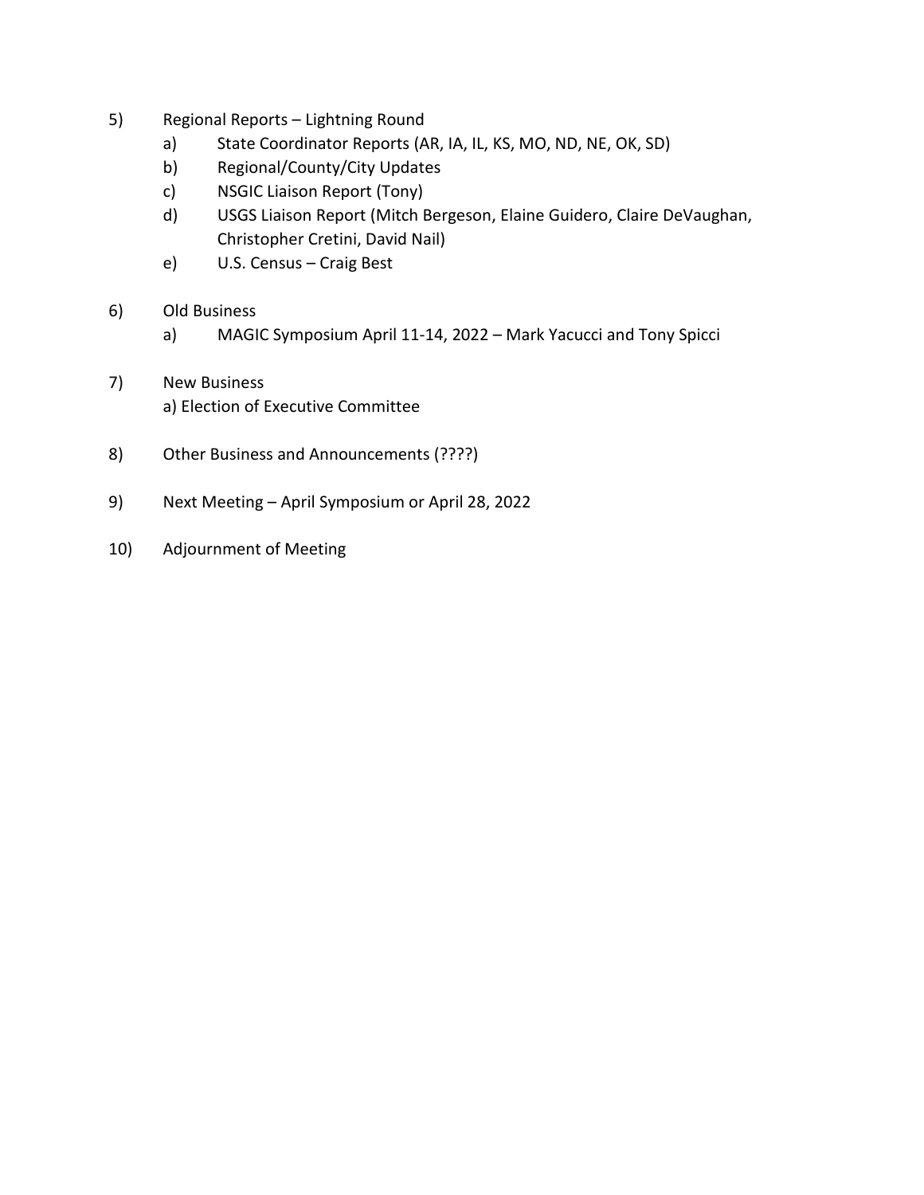5) Regional Reports – Lightning Round
   a) State Coordinator Reports (AR, IA, IL, KS, MO, ND, NE, OK, SD)
   b) Regional/County/City Updates
   c) NSGIC Liaison Report (Tony)
   d) USGS Liaison Report (Mitch Bergeson, Elaine Guidero, Claire DeVaughan, Christopher Cretini, David Nail)
   e) U.S. Census – Craig Best

6) Old Business
   a) MAGIC Symposium April 11-14, 2022 – Mark Yacucci and Tony Spicci

7) New Business
   a) Election of Executive Committee

8) Other Business and Announcements (????)

9) Next Meeting – April Symposium or April 28, 2022

10) Adjournment of Meeting